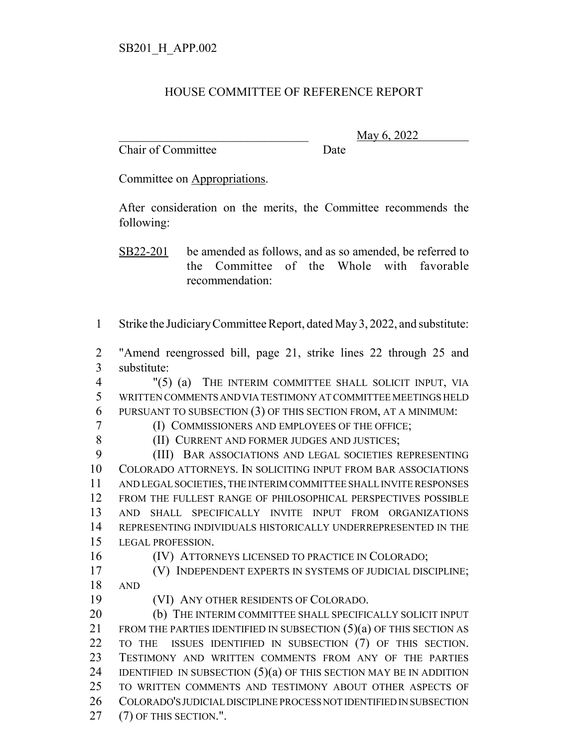SB201_H_APP.002

# HOUSE COMMITTEE OF REFERENCE REPORT

\_\_\_\_\_\_\_\_\_\_\_\_\_\_\_\_\_\_\_\_\_\_\_\_\_\_\_\_\_\_\_\_ May 6, 2022

Chair of Committee Date

Committee on Appropriations.

After consideration on the merits, the Committee recommends the following:

SB22-201 be amended as follows, and as so amended, be referred to the Committee of the Whole with favorable recommendation:

1 Strike the Judiciary Committee Report, dated May 3, 2022, and substitute:

2 "Amend reengrossed bill, page 21, strike lines 22 through 25 and
3 substitute:
4 "(5) (a) THE INTERIM COMMITTEE SHALL SOLICIT INPUT, VIA
5 WRITTEN COMMENTS AND VIA TESTIMONY AT COMMITTEE MEETINGS HELD
6 PURSUANT TO SUBSECTION (3) OF THIS SECTION FROM, AT A MINIMUM:
7 (I) COMMISSIONERS AND EMPLOYEES OF THE OFFICE;
8 (II) CURRENT AND FORMER JUDGES AND JUSTICES;
9 (III) BAR ASSOCIATIONS AND LEGAL SOCIETIES REPRESENTING
10 COLORADO ATTORNEYS. IN SOLICITING INPUT FROM BAR ASSOCIATIONS
11 AND LEGAL SOCIETIES, THE INTERIM COMMITTEE SHALL INVITE RESPONSES
12 FROM THE FULLEST RANGE OF PHILOSOPHICAL PERSPECTIVES POSSIBLE
13 AND SHALL SPECIFICALLY INVITE INPUT FROM ORGANIZATIONS
14 REPRESENTING INDIVIDUALS HISTORICALLY UNDERREPRESENTED IN THE
15 LEGAL PROFESSION.
16 (IV) ATTORNEYS LICENSED TO PRACTICE IN COLORADO;
17 (V) INDEPENDENT EXPERTS IN SYSTEMS OF JUDICIAL DISCIPLINE;
18 AND
19 (VI) ANY OTHER RESIDENTS OF COLORADO.
20 (b) THE INTERIM COMMITTEE SHALL SPECIFICALLY SOLICIT INPUT
21 FROM THE PARTIES IDENTIFIED IN SUBSECTION (5)(a) OF THIS SECTION AS
22 TO THE ISSUES IDENTIFIED IN SUBSECTION (7) OF THIS SECTION.
23 TESTIMONY AND WRITTEN COMMENTS FROM ANY OF THE PARTIES
24 IDENTIFIED IN SUBSECTION (5)(a) OF THIS SECTION MAY BE IN ADDITION
25 TO WRITTEN COMMENTS AND TESTIMONY ABOUT OTHER ASPECTS OF
26 COLORADO'S JUDICIAL DISCIPLINE PROCESS NOT IDENTIFIED IN SUBSECTION
27 (7) OF THIS SECTION.".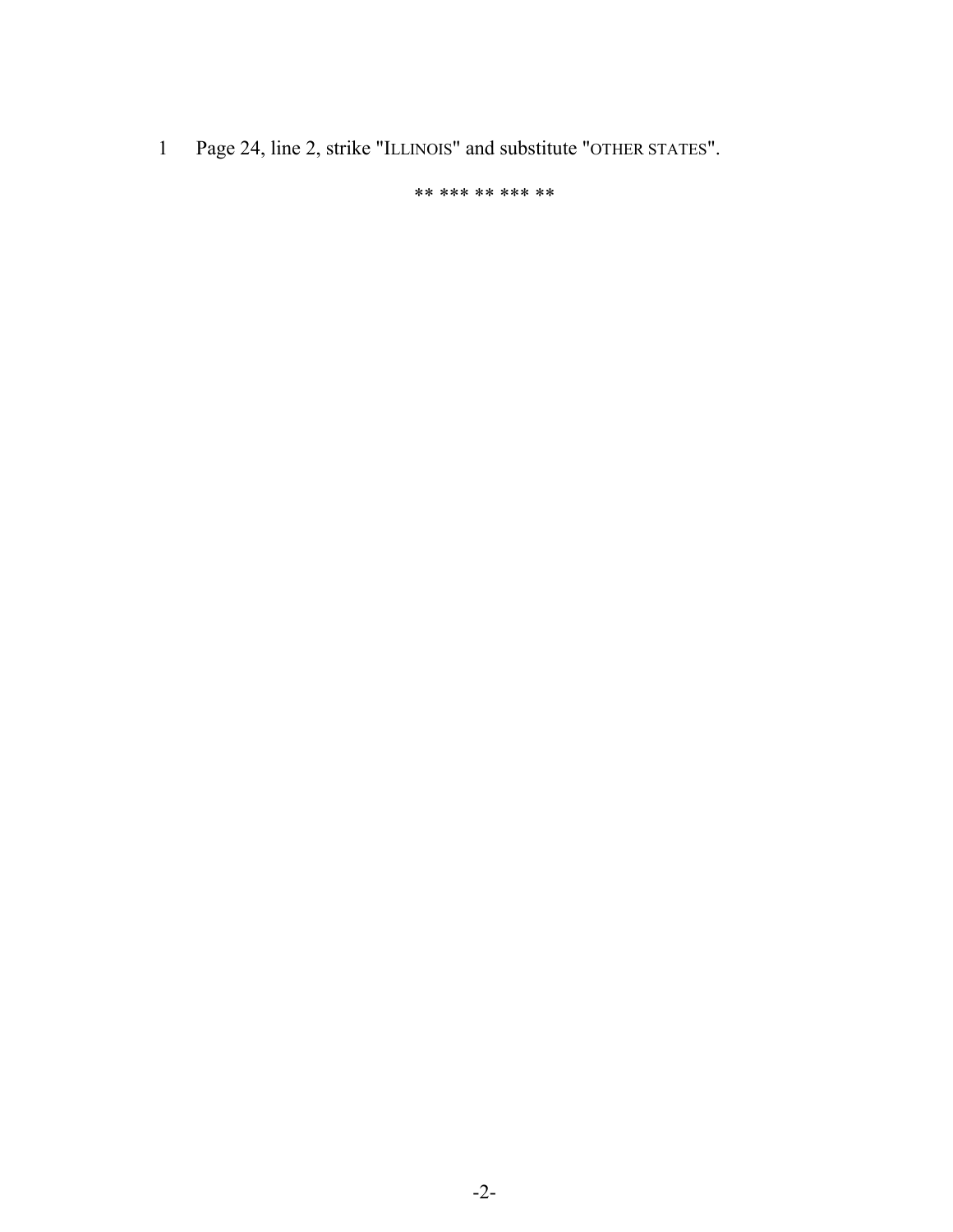1 Page 24, line 2, strike "ILLINOIS" and substitute "OTHER STATES".

** *** ** *** **